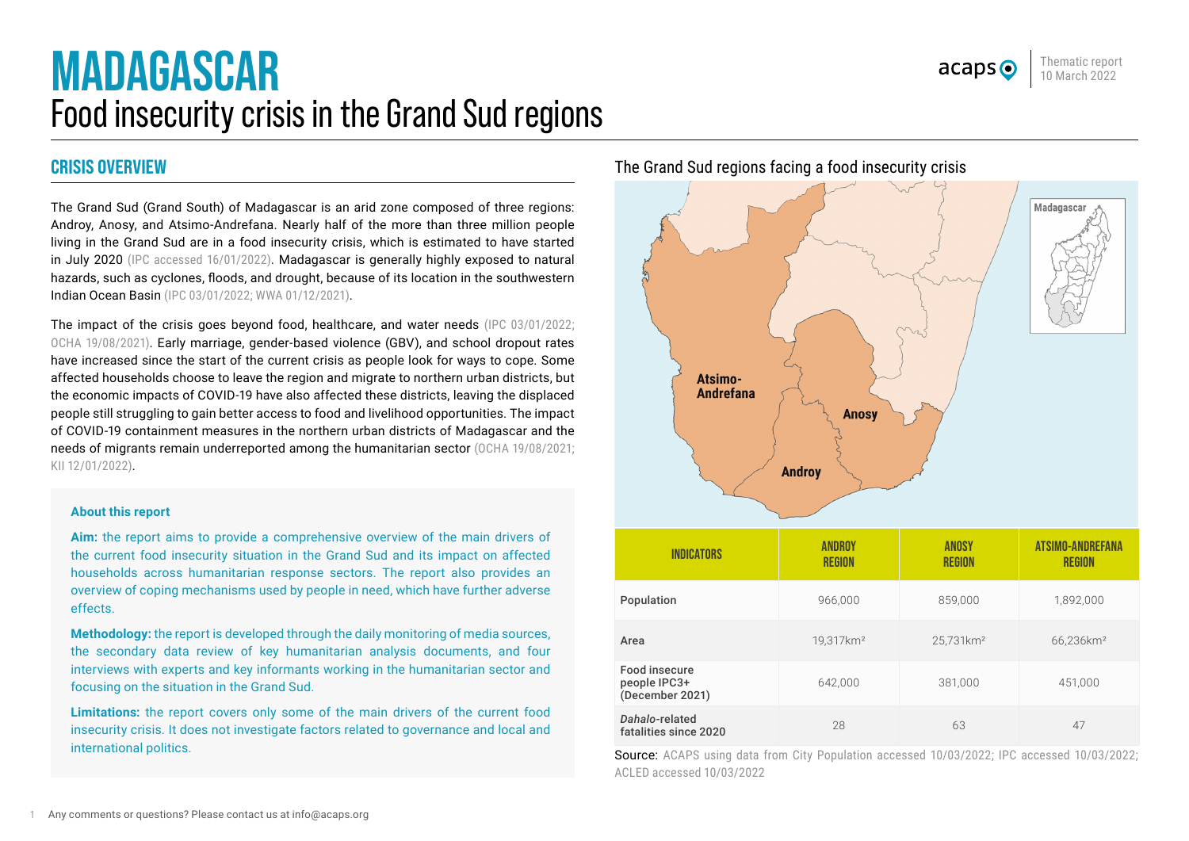# MADAGASCAR

## Food insecurity crisis in the Grand Sud regions

Thematic report
10 March 2022

### CRISIS OVERVIEW

The Grand Sud (Grand South) of Madagascar is an arid zone composed of three regions: Androy, Anosy, and Atsimo-Andrefana. Nearly half of the more than three million people living in the Grand Sud are in a food insecurity crisis, which is estimated to have started in July 2020 (IPC accessed 16/01/2022). Madagascar is generally highly exposed to natural hazards, such as cyclones, floods, and drought, because of its location in the southwestern Indian Ocean Basin (IPC 03/01/2022; WWA 01/12/2021).

The impact of the crisis goes beyond food, healthcare, and water needs (IPC 03/01/2022; OCHA 19/08/2021). Early marriage, gender-based violence (GBV), and school dropout rates have increased since the start of the current crisis as people look for ways to cope. Some affected households choose to leave the region and migrate to northern urban districts, but the economic impacts of COVID-19 have also affected these districts, leaving the displaced people still struggling to gain better access to food and livelihood opportunities. The impact of COVID-19 containment measures in the northern urban districts of Madagascar and the needs of migrants remain underreported among the humanitarian sector (OCHA 19/08/2021; KII 12/01/2022).

**About this report**

**Aim:** the report aims to provide a comprehensive overview of the main drivers of the current food insecurity situation in the Grand Sud and its impact on affected households across humanitarian response sectors. The report also provides an overview of coping mechanisms used by people in need, which have further adverse effects.

**Methodology:** the report is developed through the daily monitoring of media sources, the secondary data review of key humanitarian analysis documents, and four interviews with experts and key informants working in the humanitarian sector and focusing on the situation in the Grand Sud.

**Limitations:** the report covers only some of the main drivers of the current food insecurity crisis. It does not investigate factors related to governance and local and international politics.

### The Grand Sud regions facing a food insecurity crisis

| INDICATORS | ANDROY REGION | ANOSY REGION | ATSIMO-ANDREFANA REGION |
|---|---|---|---|
| Population | 966,000 | 859,000 | 1,892,000 |
| Area | 19,317km² | 25,731km² | 66,236km² |
| Food insecure people IPC3+ (December 2021) | 642,000 | 381,000 | 451,000 |
| *Dahalo*-related fatalities since 2020 | 28 | 63 | 47 |

Source: ACAPS using data from City Population accessed 10/03/2022; IPC accessed 10/03/2022; ACLED accessed 10/03/2022

Any comments or questions? Please contact us at info@acaps.org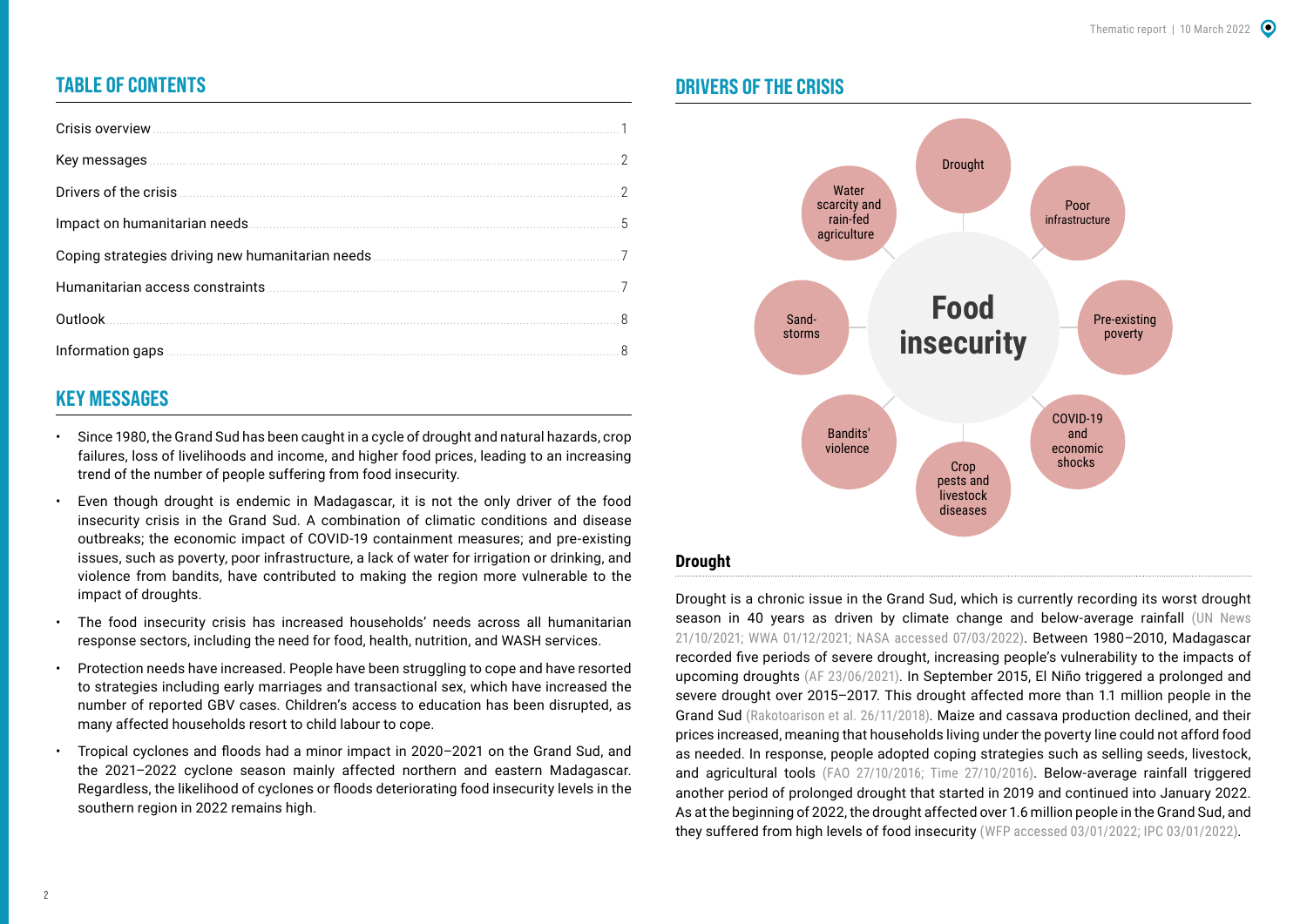## TABLE OF CONTENTS

| | |
|---|---|
| Crisis overview | 1 |
| Key messages | 2 |
| Drivers of the crisis | 2 |
| Impact on humanitarian needs | 5 |
| Coping strategies driving new humanitarian needs | 7 |
| Humanitarian access constraints | 7 |
| Outlook | 8 |
| Information gaps | 8 |

## KEY MESSAGES

- Since 1980, the Grand Sud has been caught in a cycle of drought and natural hazards, crop failures, loss of livelihoods and income, and higher food prices, leading to an increasing trend of the number of people suffering from food insecurity.
- Even though drought is endemic in Madagascar, it is not the only driver of the food insecurity crisis in the Grand Sud. A combination of climatic conditions and disease outbreaks; the economic impact of COVID-19 containment measures; and pre-existing issues, such as poverty, poor infrastructure, a lack of water for irrigation or drinking, and violence from bandits, have contributed to making the region more vulnerable to the impact of droughts.
- The food insecurity crisis has increased households' needs across all humanitarian response sectors, including the need for food, health, nutrition, and WASH services.
- Protection needs have increased. People have been struggling to cope and have resorted to strategies including early marriages and transactional sex, which have increased the number of reported GBV cases. Children's access to education has been disrupted, as many affected households resort to child labour to cope.
- Tropical cyclones and floods had a minor impact in 2020–2021 on the Grand Sud, and the 2021–2022 cyclone season mainly affected northern and eastern Madagascar. Regardless, the likelihood of cyclones or floods deteriorating food insecurity levels in the southern region in 2022 remains high.

## DRIVERS OF THE CRISIS

Food insecurity

Drought · Poor infrastructure · Pre-existing poverty · COVID-19 and economic shocks · Crop pests and livestock diseases · Bandits' violence · Sand-storms · Water scarcity and rain-fed agriculture

### Drought

Drought is a chronic issue in the Grand Sud, which is currently recording its worst drought season in 40 years as driven by climate change and below-average rainfall (UN News 21/10/2021; WWA 01/12/2021; NASA accessed 07/03/2022). Between 1980–2010, Madagascar recorded five periods of severe drought, increasing people's vulnerability to the impacts of upcoming droughts (AF 23/06/2021). In September 2015, El Niño triggered a prolonged and severe drought over 2015–2017. This drought affected more than 1.1 million people in the Grand Sud (Rakotoarison et al. 26/11/2018). Maize and cassava production declined, and their prices increased, meaning that households living under the poverty line could not afford food as needed. In response, people adopted coping strategies such as selling seeds, livestock, and agricultural tools (FAO 27/10/2016; Time 27/10/2016). Below-average rainfall triggered another period of prolonged drought that started in 2019 and continued into January 2022. As at the beginning of 2022, the drought affected over 1.6 million people in the Grand Sud, and they suffered from high levels of food insecurity (WFP accessed 03/01/2022; IPC 03/01/2022).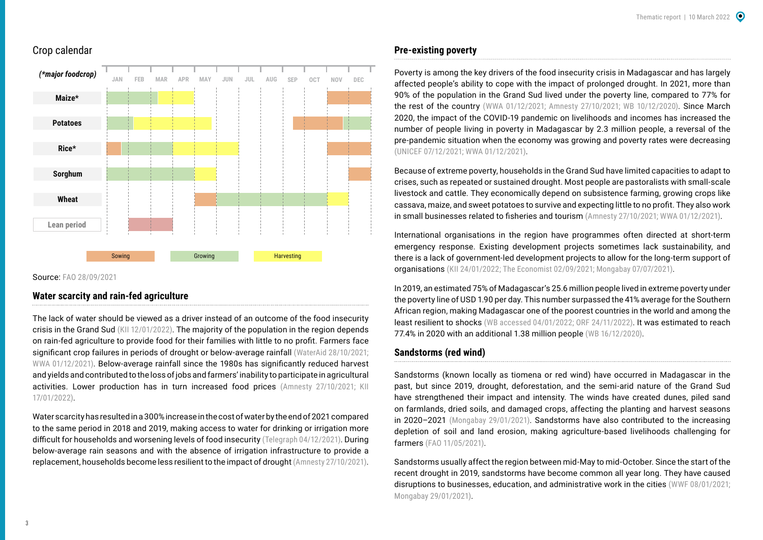## Crop calendar

(*major foodcrop)

| Crop | JAN | FEB | MAR | APR | MAY | JUN | JUL | AUG | SEP | OCT | NOV | DEC |
|---|---|---|---|---|---|---|---|---|---|---|---|---|
| **Maize*** | Growing | Growing | Growing / Harvesting | Harvesting | | | | | | | Sowing | Sowing |
| **Potatoes** | Growing | Growing / Harvesting | Harvesting | Harvesting | Harvesting | | | | Sowing | Sowing | Sowing / Growing | Growing |
| **Rice*** | Sowing / Growing | Growing | Growing | Harvesting | Harvesting | Harvesting | | | | | Sowing | Sowing |
| **Sorghum** | Growing | Growing | Growing | Growing | Harvesting | | | | | | | Sowing |
| **Wheat** | | | | | Sowing | Growing | Growing | Growing | Growing | Growing | Harvesting | |
| Lean period | | Lean period | Lean period | | | | | | | | | |

Sowing | Growing | Harvesting

Source: FAO 28/09/2021

## Water scarcity and rain-fed agriculture

The lack of water should be viewed as a driver instead of an outcome of the food insecurity crisis in the Grand Sud (KII 12/01/2022). The majority of the population in the region depends on rain-fed agriculture to provide food for their families with little to no profit. Farmers face significant crop failures in periods of drought or below-average rainfall (WaterAid 28/10/2021; WWA 01/12/2021). Below-average rainfall since the 1980s has significantly reduced harvest and yields and contributed to the loss of jobs and farmers' inability to participate in agricultural activities. Lower production has in turn increased food prices (Amnesty 27/10/2021; KII 17/01/2022).

Water scarcity has resulted in a 300% increase in the cost of water by the end of 2021 compared to the same period in 2018 and 2019, making access to water for drinking or irrigation more difficult for households and worsening levels of food insecurity (Telegraph 04/12/2021). During below-average rain seasons and with the absence of irrigation infrastructure to provide a replacement, households become less resilient to the impact of drought (Amnesty 27/10/2021).

## Pre-existing poverty

Poverty is among the key drivers of the food insecurity crisis in Madagascar and has largely affected people's ability to cope with the impact of prolonged drought. In 2021, more than 90% of the population in the Grand Sud lived under the poverty line, compared to 77% for the rest of the country (WWA 01/12/2021; Amnesty 27/10/2021; WB 10/12/2020). Since March 2020, the impact of the COVID-19 pandemic on livelihoods and incomes has increased the number of people living in poverty in Madagascar by 2.3 million people, a reversal of the pre-pandemic situation when the economy was growing and poverty rates were decreasing (UNICEF 07/12/2021; WWA 01/12/2021).

Because of extreme poverty, households in the Grand Sud have limited capacities to adapt to crises, such as repeated or sustained drought. Most people are pastoralists with small-scale livestock and cattle. They economically depend on subsistence farming, growing crops like cassava, maize, and sweet potatoes to survive and expecting little to no profit. They also work in small businesses related to fisheries and tourism (Amnesty 27/10/2021; WWA 01/12/2021).

International organisations in the region have programmes often directed at short-term emergency response. Existing development projects sometimes lack sustainability, and there is a lack of government-led development projects to allow for the long-term support of organisations (KII 24/01/2022; The Economist 02/09/2021; Mongabay 07/07/2021).

In 2019, an estimated 75% of Madagascar's 25.6 million people lived in extreme poverty under the poverty line of USD 1.90 per day. This number surpassed the 41% average for the Southern African region, making Madagascar one of the poorest countries in the world and among the least resilient to shocks (WB accessed 04/01/2022; ORF 24/11/2022). It was estimated to reach 77.4% in 2020 with an additional 1.38 million people (WB 16/12/2020).

## Sandstorms (red wind)

Sandstorms (known locally as tiomena or red wind) have occurred in Madagascar in the past, but since 2019, drought, deforestation, and the semi-arid nature of the Grand Sud have strengthened their impact and intensity. The winds have created dunes, piled sand on farmlands, dried soils, and damaged crops, affecting the planting and harvest seasons in 2020–2021 (Mongabay 29/01/2021). Sandstorms have also contributed to the increasing depletion of soil and land erosion, making agriculture-based livelihoods challenging for farmers (FAO 11/05/2021).

Sandstorms usually affect the region between mid-May to mid-October. Since the start of the recent drought in 2019, sandstorms have become common all year long. They have caused disruptions to businesses, education, and administrative work in the cities (WWF 08/01/2021; Mongabay 29/01/2021).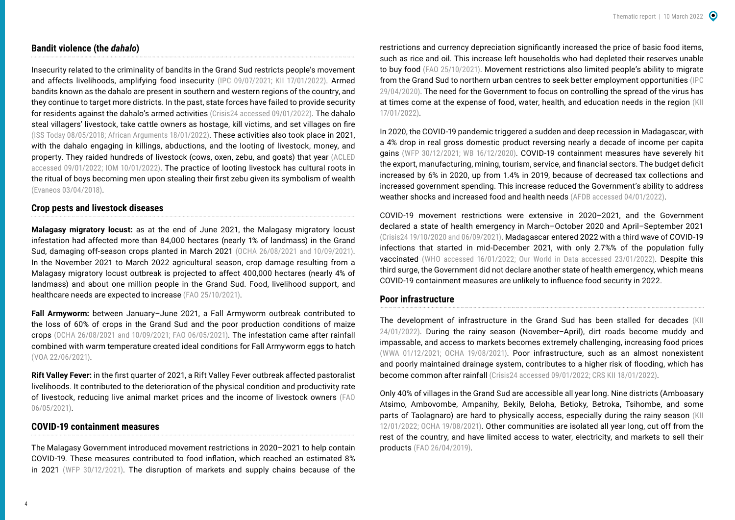## Bandit violence (the *dahalo*)

Insecurity related to the criminality of bandits in the Grand Sud restricts people's movement and affects livelihoods, amplifying food insecurity (IPC 09/07/2021; KII 17/01/2022). Armed bandits known as the dahalo are present in southern and western regions of the country, and they continue to target more districts. In the past, state forces have failed to provide security for residents against the dahalo's armed activities (Crisis24 accessed 09/01/2022). The dahalo steal villagers' livestock, take cattle owners as hostage, kill victims, and set villages on fire (ISS Today 08/05/2018; African Arguments 18/01/2022). These activities also took place in 2021, with the dahalo engaging in killings, abductions, and the looting of livestock, money, and property. They raided hundreds of livestock (cows, oxen, zebu, and goats) that year (ACLED accessed 09/01/2022; IOM 10/01/2022). The practice of looting livestock has cultural roots in the ritual of boys becoming men upon stealing their first zebu given its symbolism of wealth (Evaneos 03/04/2018).

## Crop pests and livestock diseases

**Malagasy migratory locust:** as at the end of June 2021, the Malagasy migratory locust infestation had affected more than 84,000 hectares (nearly 1% of landmass) in the Grand Sud, damaging off-season crops planted in March 2021 (OCHA 26/08/2021 and 10/09/2021). In the November 2021 to March 2022 agricultural season, crop damage resulting from a Malagasy migratory locust outbreak is projected to affect 400,000 hectares (nearly 4% of landmass) and about one million people in the Grand Sud. Food, livelihood support, and healthcare needs are expected to increase (FAO 25/10/2021).

**Fall Armyworm:** between January–June 2021, a Fall Armyworm outbreak contributed to the loss of 60% of crops in the Grand Sud and the poor production conditions of maize crops (OCHA 26/08/2021 and 10/09/2021; FAO 06/05/2021). The infestation came after rainfall combined with warm temperature created ideal conditions for Fall Armyworm eggs to hatch (VOA 22/06/2021).

**Rift Valley Fever:** in the first quarter of 2021, a Rift Valley Fever outbreak affected pastoralist livelihoods. It contributed to the deterioration of the physical condition and productivity rate of livestock, reducing live animal market prices and the income of livestock owners (FAO 06/05/2021).

## COVID-19 containment measures

The Malagasy Government introduced movement restrictions in 2020–2021 to help contain COVID-19. These measures contributed to food inflation, which reached an estimated 8% in 2021 (WFP 30/12/2021). The disruption of markets and supply chains because of the restrictions and currency depreciation significantly increased the price of basic food items, such as rice and oil. This increase left households who had depleted their reserves unable to buy food (FAO 25/10/2021). Movement restrictions also limited people's ability to migrate from the Grand Sud to northern urban centres to seek better employment opportunities (IPC 29/04/2020). The need for the Government to focus on controlling the spread of the virus has at times come at the expense of food, water, health, and education needs in the region (KII 17/01/2022).

In 2020, the COVID-19 pandemic triggered a sudden and deep recession in Madagascar, with a 4% drop in real gross domestic product reversing nearly a decade of income per capita gains (WFP 30/12/2021; WB 16/12/2020). COVID-19 containment measures have severely hit the export, manufacturing, mining, tourism, service, and financial sectors. The budget deficit increased by 6% in 2020, up from 1.4% in 2019, because of decreased tax collections and increased government spending. This increase reduced the Government's ability to address weather shocks and increased food and health needs (AFDB accessed 04/01/2022).

COVID-19 movement restrictions were extensive in 2020–2021, and the Government declared a state of health emergency in March–October 2020 and April–September 2021 (Crisis24 19/10/2020 and 06/09/2021). Madagascar entered 2022 with a third wave of COVID-19 infections that started in mid-December 2021, with only 2.7%% of the population fully vaccinated (WHO accessed 16/01/2022; Our World in Data accessed 23/01/2022). Despite this third surge, the Government did not declare another state of health emergency, which means COVID-19 containment measures are unlikely to influence food security in 2022.

## Poor infrastructure

The development of infrastructure in the Grand Sud has been stalled for decades (KII 24/01/2022). During the rainy season (November–April), dirt roads become muddy and impassable, and access to markets becomes extremely challenging, increasing food prices (WWA 01/12/2021; OCHA 19/08/2021). Poor infrastructure, such as an almost nonexistent and poorly maintained drainage system, contributes to a higher risk of flooding, which has become common after rainfall (Crisis24 accessed 09/01/2022; CRS KII 18/01/2022).

Only 40% of villages in the Grand Sud are accessible all year long. Nine districts (Amboasary Atsimo, Ambovombe, Ampanihy, Bekily, Beloha, Betioky, Betroka, Tsihombe, and some parts of Taolagnaro) are hard to physically access, especially during the rainy season (KII 12/01/2022; OCHA 19/08/2021). Other communities are isolated all year long, cut off from the rest of the country, and have limited access to water, electricity, and markets to sell their products (FAO 26/04/2019).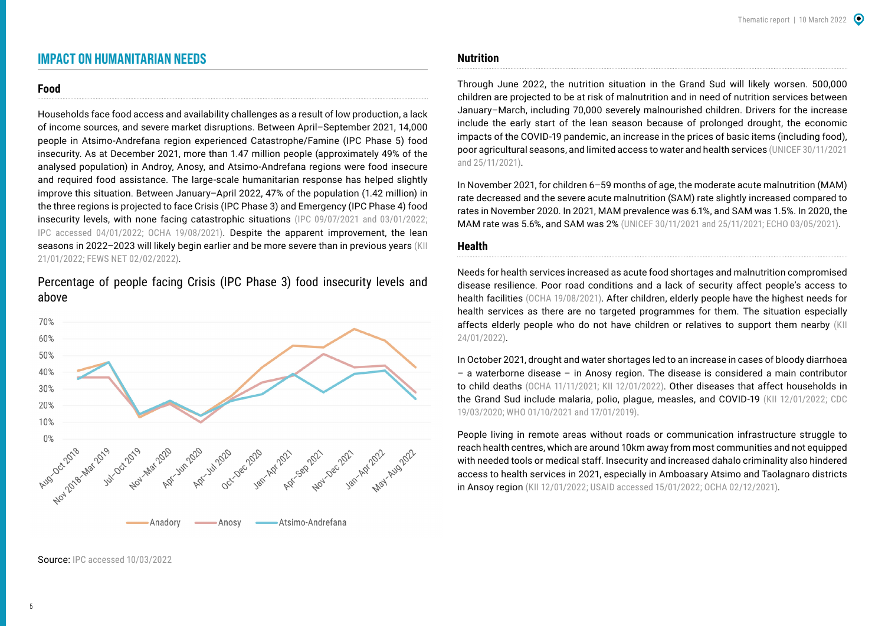## IMPACT ON HUMANITARIAN NEEDS

### Food

Households face food access and availability challenges as a result of low production, a lack of income sources, and severe market disruptions. Between April–September 2021, 14,000 people in Atsimo-Andrefana region experienced Catastrophe/Famine (IPC Phase 5) food insecurity. As at December 2021, more than 1.47 million people (approximately 49% of the analysed population) in Androy, Anosy, and Atsimo-Andrefana regions were food insecure and required food assistance. The large-scale humanitarian response has helped slightly improve this situation. Between January–April 2022, 47% of the population (1.42 million) in the three regions is projected to face Crisis (IPC Phase 3) and Emergency (IPC Phase 4) food insecurity levels, with none facing catastrophic situations (IPC 09/07/2021 and 03/01/2022; IPC accessed 04/01/2022; OCHA 19/08/2021). Despite the apparent improvement, the lean seasons in 2022–2023 will likely begin earlier and be more severe than in previous years (KII 21/01/2022; FEWS NET 02/02/2022).

Percentage of people facing Crisis (IPC Phase 3) food insecurity levels and above

Source: IPC accessed 10/03/2022

### Nutrition

Through June 2022, the nutrition situation in the Grand Sud will likely worsen. 500,000 children are projected to be at risk of malnutrition and in need of nutrition services between January–March, including 70,000 severely malnourished children. Drivers for the increase include the early start of the lean season because of prolonged drought, the economic impacts of the COVID-19 pandemic, an increase in the prices of basic items (including food), poor agricultural seasons, and limited access to water and health services (UNICEF 30/11/2021 and 25/11/2021).

In November 2021, for children 6–59 months of age, the moderate acute malnutrition (MAM) rate decreased and the severe acute malnutrition (SAM) rate slightly increased compared to rates in November 2020. In 2021, MAM prevalence was 6.1%, and SAM was 1.5%. In 2020, the MAM rate was 5.6%, and SAM was 2% (UNICEF 30/11/2021 and 25/11/2021; ECHO 03/05/2021).

### Health

Needs for health services increased as acute food shortages and malnutrition compromised disease resilience. Poor road conditions and a lack of security affect people's access to health facilities (OCHA 19/08/2021). After children, elderly people have the highest needs for health services as there are no targeted programmes for them. The situation especially affects elderly people who do not have children or relatives to support them nearby (KII 24/01/2022).

In October 2021, drought and water shortages led to an increase in cases of bloody diarrhoea – a waterborne disease – in Anosy region. The disease is considered a main contributor to child deaths (OCHA 11/11/2021; KII 12/01/2022). Other diseases that affect households in the Grand Sud include malaria, polio, plague, measles, and COVID-19 (KII 12/01/2022; CDC 19/03/2020; WHO 01/10/2021 and 17/01/2019).

People living in remote areas without roads or communication infrastructure struggle to reach health centres, which are around 10km away from most communities and not equipped with needed tools or medical staff. Insecurity and increased dahalo criminality also hindered access to health services in 2021, especially in Amboasary Atsimo and Taolagnaro districts in Ansoy region (KII 12/01/2022; USAID accessed 15/01/2022; OCHA 02/12/2021).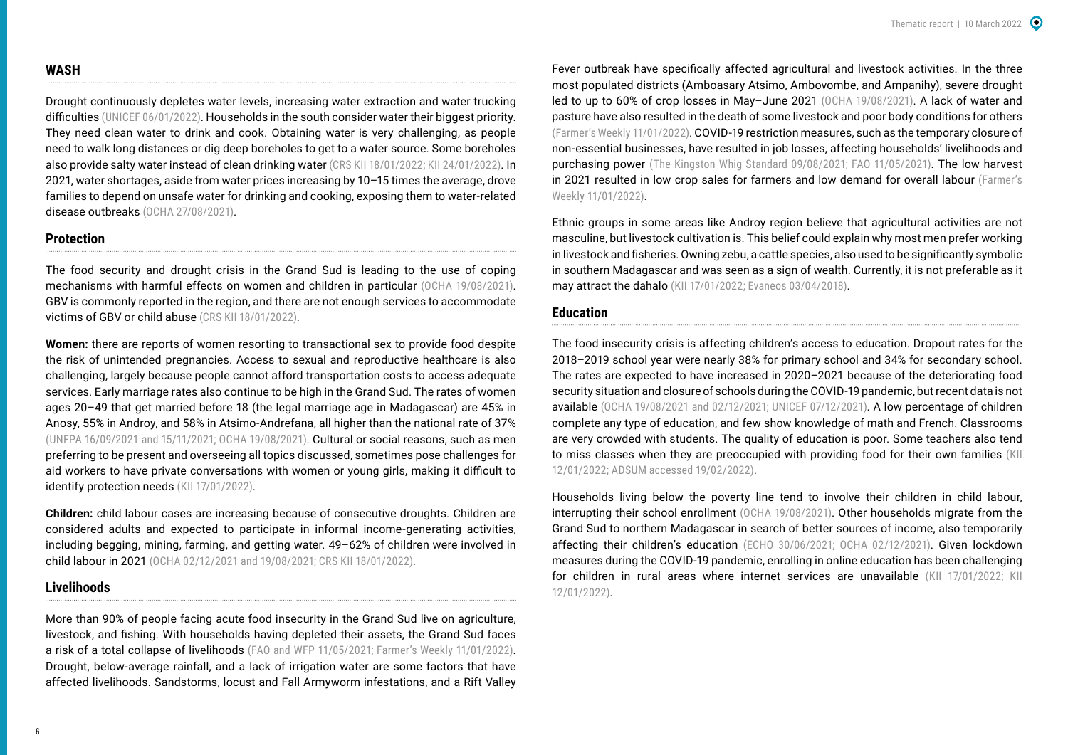## WASH

Drought continuously depletes water levels, increasing water extraction and water trucking difficulties (UNICEF 06/01/2022). Households in the south consider water their biggest priority. They need clean water to drink and cook. Obtaining water is very challenging, as people need to walk long distances or dig deep boreholes to get to a water source. Some boreholes also provide salty water instead of clean drinking water (CRS KII 18/01/2022; KII 24/01/2022). In 2021, water shortages, aside from water prices increasing by 10–15 times the average, drove families to depend on unsafe water for drinking and cooking, exposing them to water-related disease outbreaks (OCHA 27/08/2021).

## Protection

The food security and drought crisis in the Grand Sud is leading to the use of coping mechanisms with harmful effects on women and children in particular (OCHA 19/08/2021). GBV is commonly reported in the region, and there are not enough services to accommodate victims of GBV or child abuse (CRS KII 18/01/2022).

**Women:** there are reports of women resorting to transactional sex to provide food despite the risk of unintended pregnancies. Access to sexual and reproductive healthcare is also challenging, largely because people cannot afford transportation costs to access adequate services. Early marriage rates also continue to be high in the Grand Sud. The rates of women ages 20–49 that get married before 18 (the legal marriage age in Madagascar) are 45% in Anosy, 55% in Androy, and 58% in Atsimo-Andrefana, all higher than the national rate of 37% (UNFPA 16/09/2021 and 15/11/2021; OCHA 19/08/2021). Cultural or social reasons, such as men preferring to be present and overseeing all topics discussed, sometimes pose challenges for aid workers to have private conversations with women or young girls, making it difficult to identify protection needs (KII 17/01/2022).

**Children:** child labour cases are increasing because of consecutive droughts. Children are considered adults and expected to participate in informal income-generating activities, including begging, mining, farming, and getting water. 49–62% of children were involved in child labour in 2021 (OCHA 02/12/2021 and 19/08/2021; CRS KII 18/01/2022).

## Livelihoods

More than 90% of people facing acute food insecurity in the Grand Sud live on agriculture, livestock, and fishing. With households having depleted their assets, the Grand Sud faces a risk of a total collapse of livelihoods (FAO and WFP 11/05/2021; Farmer's Weekly 11/01/2022). Drought, below-average rainfall, and a lack of irrigation water are some factors that have affected livelihoods. Sandstorms, locust and Fall Armyworm infestations, and a Rift Valley Fever outbreak have specifically affected agricultural and livestock activities. In the three most populated districts (Amboasary Atsimo, Ambovombe, and Ampanihy), severe drought led to up to 60% of crop losses in May–June 2021 (OCHA 19/08/2021). A lack of water and pasture have also resulted in the death of some livestock and poor body conditions for others (Farmer's Weekly 11/01/2022). COVID-19 restriction measures, such as the temporary closure of non-essential businesses, have resulted in job losses, affecting households' livelihoods and purchasing power (The Kingston Whig Standard 09/08/2021; FAO 11/05/2021). The low harvest in 2021 resulted in low crop sales for farmers and low demand for overall labour (Farmer's Weekly 11/01/2022).

Ethnic groups in some areas like Androy region believe that agricultural activities are not masculine, but livestock cultivation is. This belief could explain why most men prefer working in livestock and fisheries. Owning zebu, a cattle species, also used to be significantly symbolic in southern Madagascar and was seen as a sign of wealth. Currently, it is not preferable as it may attract the dahalo (KII 17/01/2022; Evaneos 03/04/2018).

## Education

The food insecurity crisis is affecting children's access to education. Dropout rates for the 2018–2019 school year were nearly 38% for primary school and 34% for secondary school. The rates are expected to have increased in 2020–2021 because of the deteriorating food security situation and closure of schools during the COVID-19 pandemic, but recent data is not available (OCHA 19/08/2021 and 02/12/2021; UNICEF 07/12/2021). A low percentage of children complete any type of education, and few show knowledge of math and French. Classrooms are very crowded with students. The quality of education is poor. Some teachers also tend to miss classes when they are preoccupied with providing food for their own families (KII 12/01/2022; ADSUM accessed 19/02/2022).

Households living below the poverty line tend to involve their children in child labour, interrupting their school enrollment (OCHA 19/08/2021). Other households migrate from the Grand Sud to northern Madagascar in search of better sources of income, also temporarily affecting their children's education (ECHO 30/06/2021; OCHA 02/12/2021). Given lockdown measures during the COVID-19 pandemic, enrolling in online education has been challenging for children in rural areas where internet services are unavailable (KII 17/01/2022; KII 12/01/2022).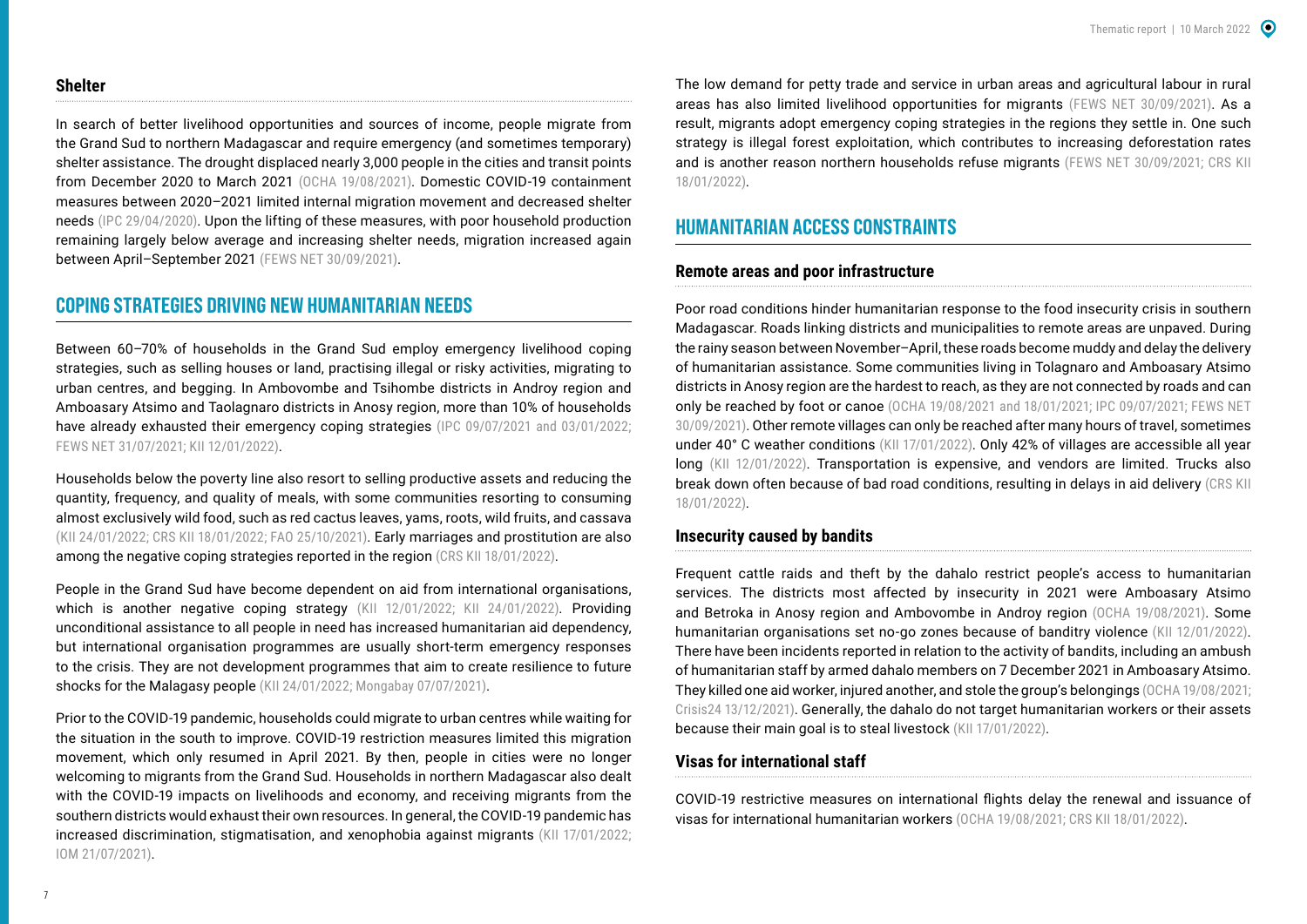### Shelter

In search of better livelihood opportunities and sources of income, people migrate from the Grand Sud to northern Madagascar and require emergency (and sometimes temporary) shelter assistance. The drought displaced nearly 3,000 people in the cities and transit points from December 2020 to March 2021 (OCHA 19/08/2021). Domestic COVID-19 containment measures between 2020–2021 limited internal migration movement and decreased shelter needs (IPC 29/04/2020). Upon the lifting of these measures, with poor household production remaining largely below average and increasing shelter needs, migration increased again between April–September 2021 (FEWS NET 30/09/2021).

## Coping strategies driving new humanitarian needs

Between 60–70% of households in the Grand Sud employ emergency livelihood coping strategies, such as selling houses or land, practising illegal or risky activities, migrating to urban centres, and begging. In Ambovombe and Tsihombe districts in Androy region and Amboasary Atsimo and Taolagnaro districts in Anosy region, more than 10% of households have already exhausted their emergency coping strategies (IPC 09/07/2021 and 03/01/2022; FEWS NET 31/07/2021; KII 12/01/2022).

Households below the poverty line also resort to selling productive assets and reducing the quantity, frequency, and quality of meals, with some communities resorting to consuming almost exclusively wild food, such as red cactus leaves, yams, roots, wild fruits, and cassava (KII 24/01/2022; CRS KII 18/01/2022; FAO 25/10/2021). Early marriages and prostitution are also among the negative coping strategies reported in the region (CRS KII 18/01/2022).

People in the Grand Sud have become dependent on aid from international organisations, which is another negative coping strategy (KII 12/01/2022; KII 24/01/2022). Providing unconditional assistance to all people in need has increased humanitarian aid dependency, but international organisation programmes are usually short-term emergency responses to the crisis. They are not development programmes that aim to create resilience to future shocks for the Malagasy people (KII 24/01/2022; Mongabay 07/07/2021).

Prior to the COVID-19 pandemic, households could migrate to urban centres while waiting for the situation in the south to improve. COVID-19 restriction measures limited this migration movement, which only resumed in April 2021. By then, people in cities were no longer welcoming to migrants from the Grand Sud. Households in northern Madagascar also dealt with the COVID-19 impacts on livelihoods and economy, and receiving migrants from the southern districts would exhaust their own resources. In general, the COVID-19 pandemic has increased discrimination, stigmatisation, and xenophobia against migrants (KII 17/01/2022; IOM 21/07/2021).

The low demand for petty trade and service in urban areas and agricultural labour in rural areas has also limited livelihood opportunities for migrants (FEWS NET 30/09/2021). As a result, migrants adopt emergency coping strategies in the regions they settle in. One such strategy is illegal forest exploitation, which contributes to increasing deforestation rates and is another reason northern households refuse migrants (FEWS NET 30/09/2021; CRS KII 18/01/2022).

## Humanitarian access constraints

### Remote areas and poor infrastructure

Poor road conditions hinder humanitarian response to the food insecurity crisis in southern Madagascar. Roads linking districts and municipalities to remote areas are unpaved. During the rainy season between November–April, these roads become muddy and delay the delivery of humanitarian assistance. Some communities living in Tolagnaro and Amboasary Atsimo districts in Anosy region are the hardest to reach, as they are not connected by roads and can only be reached by foot or canoe (OCHA 19/08/2021 and 18/01/2021; IPC 09/07/2021; FEWS NET 30/09/2021). Other remote villages can only be reached after many hours of travel, sometimes under 40° C weather conditions (KII 17/01/2022). Only 42% of villages are accessible all year long (KII 12/01/2022). Transportation is expensive, and vendors are limited. Trucks also break down often because of bad road conditions, resulting in delays in aid delivery (CRS KII 18/01/2022).

### Insecurity caused by bandits

Frequent cattle raids and theft by the dahalo restrict people's access to humanitarian services. The districts most affected by insecurity in 2021 were Amboasary Atsimo and Betroka in Anosy region and Ambovombe in Androy region (OCHA 19/08/2021). Some humanitarian organisations set no-go zones because of banditry violence (KII 12/01/2022). There have been incidents reported in relation to the activity of bandits, including an ambush of humanitarian staff by armed dahalo members on 7 December 2021 in Amboasary Atsimo. They killed one aid worker, injured another, and stole the group's belongings (OCHA 19/08/2021; Crisis24 13/12/2021). Generally, the dahalo do not target humanitarian workers or their assets because their main goal is to steal livestock (KII 17/01/2022).

### Visas for international staff

COVID-19 restrictive measures on international flights delay the renewal and issuance of visas for international humanitarian workers (OCHA 19/08/2021; CRS KII 18/01/2022).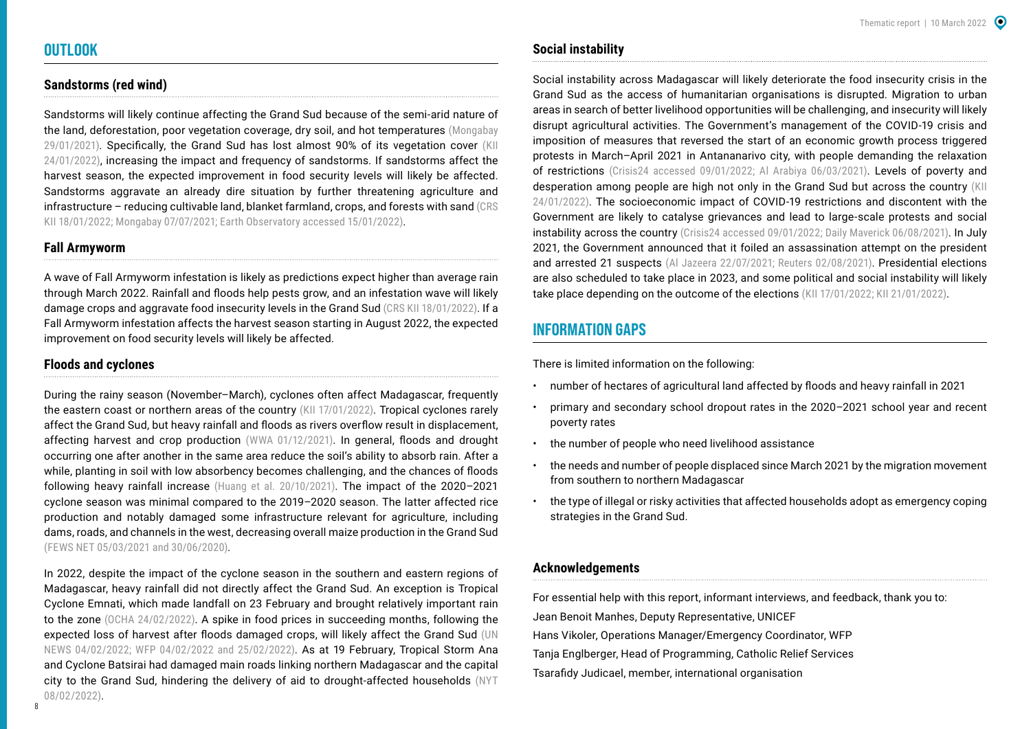## OUTLOOK

### Sandstorms (red wind)

Sandstorms will likely continue affecting the Grand Sud because of the semi-arid nature of the land, deforestation, poor vegetation coverage, dry soil, and hot temperatures (Mongabay 29/01/2021). Specifically, the Grand Sud has lost almost 90% of its vegetation cover (KII 24/01/2022), increasing the impact and frequency of sandstorms. If sandstorms affect the harvest season, the expected improvement in food security levels will likely be affected. Sandstorms aggravate an already dire situation by further threatening agriculture and infrastructure – reducing cultivable land, blanket farmland, crops, and forests with sand (CRS KII 18/01/2022; Mongabay 07/07/2021; Earth Observatory accessed 15/01/2022).

### Fall Armyworm

A wave of Fall Armyworm infestation is likely as predictions expect higher than average rain through March 2022. Rainfall and floods help pests grow, and an infestation wave will likely damage crops and aggravate food insecurity levels in the Grand Sud (CRS KII 18/01/2022). If a Fall Armyworm infestation affects the harvest season starting in August 2022, the expected improvement on food security levels will likely be affected.

### Floods and cyclones

During the rainy season (November–March), cyclones often affect Madagascar, frequently the eastern coast or northern areas of the country (KII 17/01/2022). Tropical cyclones rarely affect the Grand Sud, but heavy rainfall and floods as rivers overflow result in displacement, affecting harvest and crop production (WWA 01/12/2021). In general, floods and drought occurring one after another in the same area reduce the soil's ability to absorb rain. After a while, planting in soil with low absorbency becomes challenging, and the chances of floods following heavy rainfall increase (Huang et al. 20/10/2021). The impact of the 2020–2021 cyclone season was minimal compared to the 2019–2020 season. The latter affected rice production and notably damaged some infrastructure relevant for agriculture, including dams, roads, and channels in the west, decreasing overall maize production in the Grand Sud (FEWS NET 05/03/2021 and 30/06/2020).

In 2022, despite the impact of the cyclone season in the southern and eastern regions of Madagascar, heavy rainfall did not directly affect the Grand Sud. An exception is Tropical Cyclone Emnati, which made landfall on 23 February and brought relatively important rain to the zone (OCHA 24/02/2022). A spike in food prices in succeeding months, following the expected loss of harvest after floods damaged crops, will likely affect the Grand Sud (UN NEWS 04/02/2022; WFP 04/02/2022 and 25/02/2022). As at 19 February, Tropical Storm Ana and Cyclone Batsirai had damaged main roads linking northern Madagascar and the capital city to the Grand Sud, hindering the delivery of aid to drought-affected households (NYT 08/02/2022).

### Social instability

Social instability across Madagascar will likely deteriorate the food insecurity crisis in the Grand Sud as the access of humanitarian organisations is disrupted. Migration to urban areas in search of better livelihood opportunities will be challenging, and insecurity will likely disrupt agricultural activities. The Government's management of the COVID-19 crisis and imposition of measures that reversed the start of an economic growth process triggered protests in March–April 2021 in Antananarivo city, with people demanding the relaxation of restrictions (Crisis24 accessed 09/01/2022; Al Arabiya 06/03/2021). Levels of poverty and desperation among people are high not only in the Grand Sud but across the country (KII 24/01/2022). The socioeconomic impact of COVID-19 restrictions and discontent with the Government are likely to catalyse grievances and lead to large-scale protests and social instability across the country (Crisis24 accessed 09/01/2022; Daily Maverick 06/08/2021). In July 2021, the Government announced that it foiled an assassination attempt on the president and arrested 21 suspects (Al Jazeera 22/07/2021; Reuters 02/08/2021). Presidential elections are also scheduled to take place in 2023, and some political and social instability will likely take place depending on the outcome of the elections (KII 17/01/2022; KII 21/01/2022).

## INFORMATION GAPS

There is limited information on the following:

- number of hectares of agricultural land affected by floods and heavy rainfall in 2021
- primary and secondary school dropout rates in the 2020–2021 school year and recent poverty rates
- the number of people who need livelihood assistance
- the needs and number of people displaced since March 2021 by the migration movement from southern to northern Madagascar
- the type of illegal or risky activities that affected households adopt as emergency coping strategies in the Grand Sud.

### Acknowledgements

For essential help with this report, informant interviews, and feedback, thank you to:

Jean Benoit Manhes, Deputy Representative, UNICEF

Hans Vikoler, Operations Manager/Emergency Coordinator, WFP

Tanja Englberger, Head of Programming, Catholic Relief Services

Tsarafidy Judicael, member, international organisation